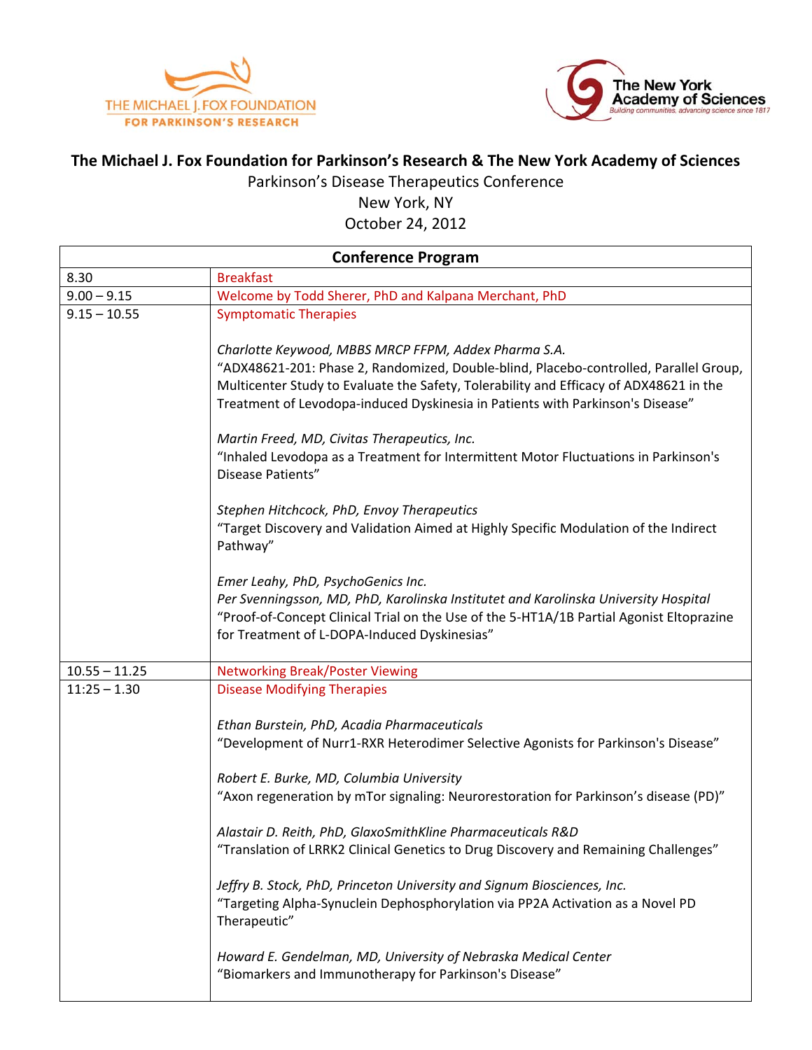THE MICHAEL J. FOX FOUNDATION FOR PARKINSON'S RESEARCH

The New York Academy of Sciences
Building communities, advancing science since 1817

# The Michael J. Fox Foundation for Parkinson's Research & The New York Academy of Sciences

Parkinson's Disease Therapeutics Conference
New York, NY
October 24, 2012

| Conference Program | |
|---|---|
| 8.30 | Breakfast |
| 9.00 – 9.15 | Welcome by Todd Sherer, PhD and Kalpana Merchant, PhD |
| 9.15 – 10.55 | Symptomatic Therapies<br><br>*Charlotte Keywood, MBBS MRCP FFPM, Addex Pharma S.A.*<br>"ADX48621-201: Phase 2, Randomized, Double-blind, Placebo-controlled, Parallel Group, Multicenter Study to Evaluate the Safety, Tolerability and Efficacy of ADX48621 in the Treatment of Levodopa-induced Dyskinesia in Patients with Parkinson's Disease"<br><br>*Martin Freed, MD, Civitas Therapeutics, Inc.*<br>"Inhaled Levodopa as a Treatment for Intermittent Motor Fluctuations in Parkinson's Disease Patients"<br><br>*Stephen Hitchcock, PhD, Envoy Therapeutics*<br>"Target Discovery and Validation Aimed at Highly Specific Modulation of the Indirect Pathway"<br><br>*Emer Leahy, PhD, PsychoGenics Inc.*<br>*Per Svenningsson, MD, PhD, Karolinska Institutet and Karolinska University Hospital*<br>"Proof-of-Concept Clinical Trial on the Use of the 5-HT1A/1B Partial Agonist Eltoprazine for Treatment of L-DOPA-Induced Dyskinesias" |
| 10.55 – 11.25 | Networking Break/Poster Viewing |
| 11:25 – 1.30 | Disease Modifying Therapies<br><br>*Ethan Burstein, PhD, Acadia Pharmaceuticals*<br>"Development of Nurr1-RXR Heterodimer Selective Agonists for Parkinson's Disease"<br><br>*Robert E. Burke, MD, Columbia University*<br>"Axon regeneration by mTor signaling: Neurorestoration for Parkinson's disease (PD)"<br><br>*Alastair D. Reith, PhD, GlaxoSmithKline Pharmaceuticals R&D*<br>"Translation of LRRK2 Clinical Genetics to Drug Discovery and Remaining Challenges"<br><br>*Jeffry B. Stock, PhD, Princeton University and Signum Biosciences, Inc.*<br>"Targeting Alpha-Synuclein Dephosphorylation via PP2A Activation as a Novel PD Therapeutic"<br><br>*Howard E. Gendelman, MD, University of Nebraska Medical Center*<br>"Biomarkers and Immunotherapy for Parkinson's Disease" |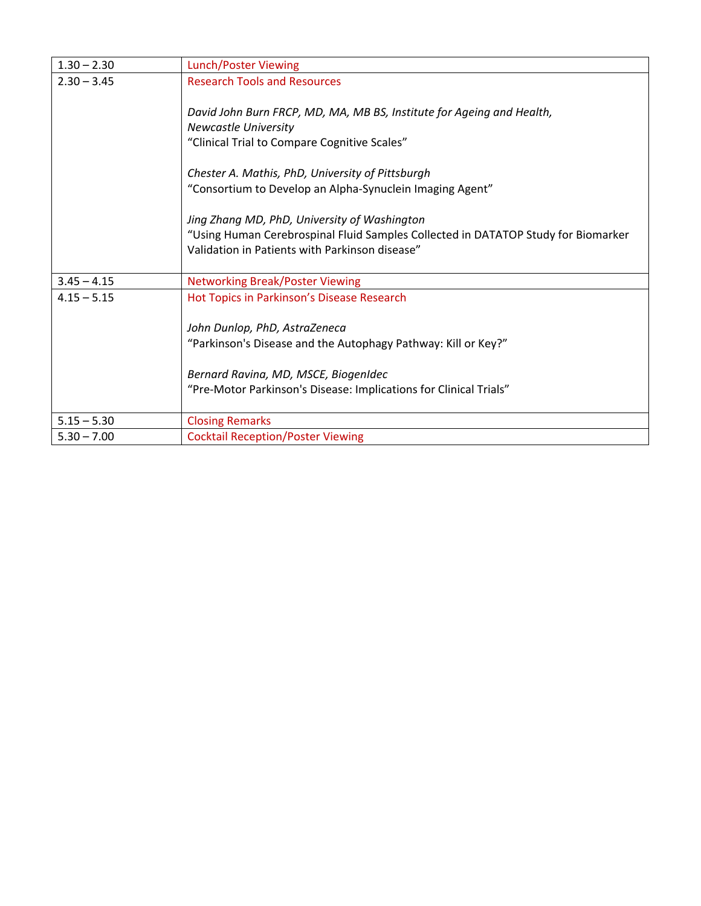| | |
|---|---|
| 1.30 – 2.30 | Lunch/Poster Viewing |
| 2.30 – 3.45 | Research Tools and Resources<br><br>*David John Burn FRCP, MD, MA, MB BS, Institute for Ageing and Health, Newcastle University*<br>“Clinical Trial to Compare Cognitive Scales”<br><br>*Chester A. Mathis, PhD, University of Pittsburgh*<br>“Consortium to Develop an Alpha-Synuclein Imaging Agent”<br><br>*Jing Zhang MD, PhD, University of Washington*<br>“Using Human Cerebrospinal Fluid Samples Collected in DATATOP Study for Biomarker Validation in Patients with Parkinson disease” |
| 3.45 – 4.15 | Networking Break/Poster Viewing |
| 4.15 – 5.15 | Hot Topics in Parkinson’s Disease Research<br><br>*John Dunlop, PhD, AstraZeneca*<br>“Parkinson's Disease and the Autophagy Pathway: Kill or Key?”<br><br>*Bernard Ravina, MD, MSCE, BiogenIdec*<br>“Pre-Motor Parkinson's Disease: Implications for Clinical Trials” |
| 5.15 – 5.30 | Closing Remarks |
| 5.30 – 7.00 | Cocktail Reception/Poster Viewing |